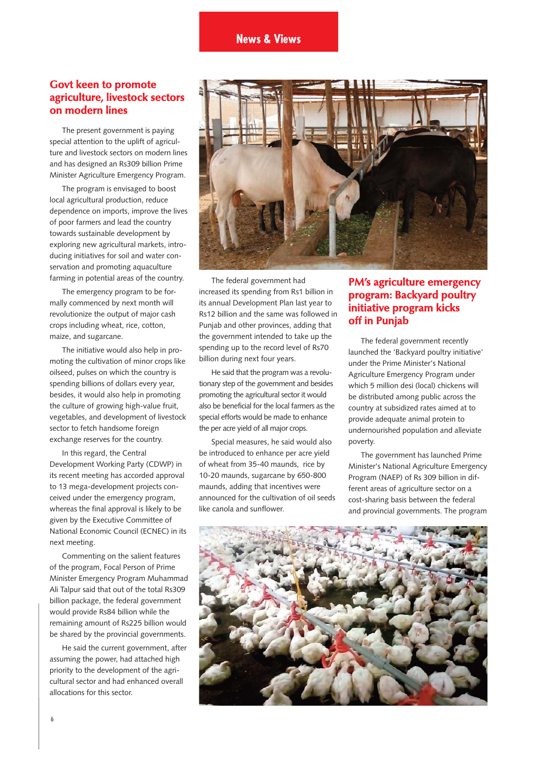## Govt keen to promote agriculture, livestock sectors on modern lines

The present government is paying special attention to the uplift of agriculture and livestock sectors on modern lines and has designed an Rs309 billion Prime Minister Agriculture Emergency Program.

The program is envisaged to boost local agricultural production, reduce dependence on imports, improve the lives of poor farmers and lead the country towards sustainable development by exploring new agricultural markets, introducing initiatives for soil and water conservation and promoting aquaculture farming in potential areas of the country.

The emergency program to be formally commenced by next month will revolutionize the output of major cash crops including wheat, rice, cotton, maize, and sugarcane.

The initiative would also help in promoting the cultivation of minor crops like oilseed, pulses on which the country is spending billions of dollars every year, besides, it would also help in promoting the culture of growing high-value fruit, vegetables, and development of livestock sector to fetch handsome foreign exchange reserves for the country.

In this regard, the Central Development Working Party (CDWP) in its recent meeting has accorded approval to 13 mega-development projects conceived under the emergency program, whereas the final approval is likely to be given by the Executive Committee of National Economic Council (ECNEC) in its next meeting.

Commenting on the salient features of the program, Focal Person of Prime Minister Emergency Program Muhammad Ali Talpur said that out of the total Rs309 billion package, the federal government would provide Rs84 billion while the remaining amount of Rs225 billion would be shared by the provincial governments.

He said the current government, after assuming the power, had attached high priority to the development of the agricultural sector and had enhanced overall allocations for this sector.

The federal government had increased its spending from Rs1 billion in its annual Development Plan last year to Rs12 billion and the same was followed in Punjab and other provinces, adding that the government intended to take up the spending up to the record level of Rs70 billion during next four years.

He said that the program was a revolutionary step of the government and besides promoting the agricultural sector it would also be beneficial for the local farmers as the special efforts would be made to enhance the per acre yield of all major crops.

Special measures, he said would also be introduced to enhance per acre yield of wheat from 35-40 maunds, rice by 10-20 maunds, sugarcane by 650-800 maunds, adding that incentives were announced for the cultivation of oil seeds like canola and sunflower.

## PM's agriculture emergency program: Backyard poultry initiative program kicks off in Punjab

The federal government recently launched the 'Backyard poultry initiative' under the Prime Minister's National Agriculture Emergency Program under which 5 million desi (local) chickens will be distributed among public across the country at subsidized rates aimed at to provide adequate animal protein to undernourished population and alleviate poverty.

The government has launched Prime Minister's National Agriculture Emergency Program (NAEP) of Rs 309 billion in different areas of agriculture sector on a cost-sharing basis between the federal and provincial governments. The program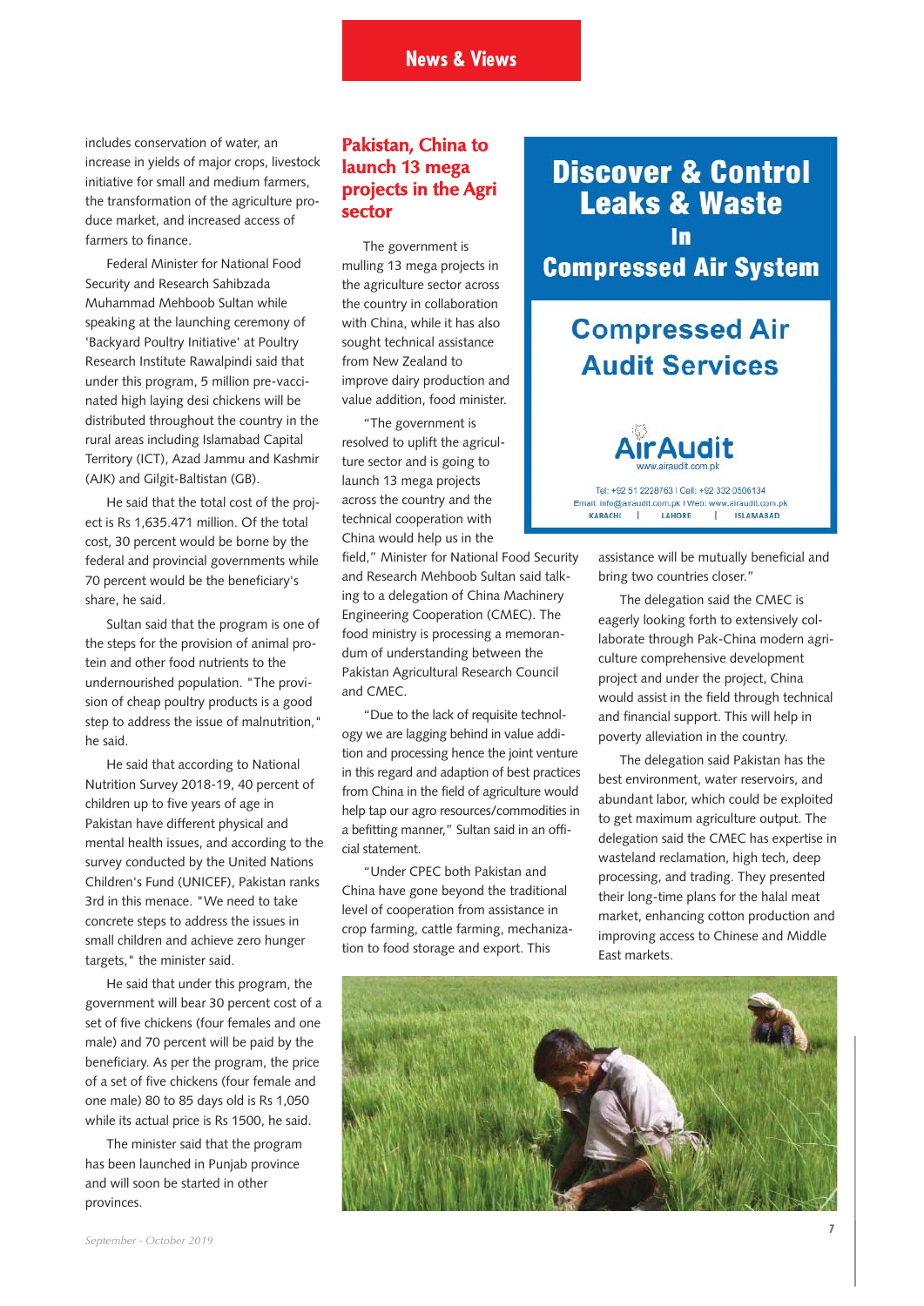includes conservation of water, an increase in yields of major crops, livestock initiative for small and medium farmers, the transformation of the agriculture produce market, and increased access of farmers to finance.

Federal Minister for National Food Security and Research Sahibzada Muhammad Mehboob Sultan while speaking at the launching ceremony of 'Backyard Poultry Initiative' at Poultry Research Institute Rawalpindi said that under this program, 5 million pre-vaccinated high laying desi chickens will be distributed throughout the country in the rural areas including Islamabad Capital Territory (ICT), Azad Jammu and Kashmir (AJK) and Gilgit-Baltistan (GB).

He said that the total cost of the project is Rs 1,635.471 million. Of the total cost, 30 percent would be borne by the federal and provincial governments while 70 percent would be the beneficiary's share, he said.

Sultan said that the program is one of the steps for the provision of animal protein and other food nutrients to the undernourished population. "The provision of cheap poultry products is a good step to address the issue of malnutrition," he said.

He said that according to National Nutrition Survey 2018-19, 40 percent of children up to five years of age in Pakistan have different physical and mental health issues, and according to the survey conducted by the United Nations Children's Fund (UNICEF), Pakistan ranks 3rd in this menace. "We need to take concrete steps to address the issues in small children and achieve zero hunger targets," the minister said.

He said that under this program, the government will bear 30 percent cost of a set of five chickens (four females and one male) and 70 percent will be paid by the beneficiary. As per the program, the price of a set of five chickens (four female and one male) 80 to 85 days old is Rs 1,050 while its actual price is Rs 1500, he said.

The minister said that the program has been launched in Punjab province and will soon be started in other provinces.

## Pakistan, China to launch 13 mega projects in the Agri sector

The government is mulling 13 mega projects in the agriculture sector across the country in collaboration with China, while it has also sought technical assistance from New Zealand to improve dairy production and value addition, food minister.

"The government is resolved to uplift the agriculture sector and is going to launch 13 mega projects across the country and the technical cooperation with China would help us in the field," Minister for National Food Security and Research Mehboob Sultan said talking to a delegation of China Machinery Engineering Cooperation (CMEC). The food ministry is processing a memorandum of understanding between the Pakistan Agricultural Research Council and CMEC.

"Due to the lack of requisite technology we are lagging behind in value addition and processing hence the joint venture in this regard and adaption of best practices from China in the field of agriculture would help tap our agro resources/commodities in a befitting manner," Sultan said in an official statement.

"Under CPEC both Pakistan and China have gone beyond the traditional level of cooperation from assistance in crop farming, cattle farming, mechanization to food storage and export. This assistance will be mutually beneficial and bring two countries closer."

The delegation said the CMEC is eagerly looking forth to extensively collaborate through Pak-China modern agriculture comprehensive development project and under the project, China would assist in the field through technical and financial support. This will help in poverty alleviation in the country.

The delegation said Pakistan has the best environment, water reservoirs, and abundant labor, which could be exploited to get maximum agriculture output. The delegation said the CMEC has expertise in wasteland reclamation, high tech, deep processing, and trading. They presented their long-time plans for the halal meat market, enhancing cotton production and improving access to Chinese and Middle East markets.

**Discover & Control Leaks & Waste In Compressed Air System**

**Compressed Air Audit Services**

AirAudit
www.airaudit.com.pk

Tel: +92 51 2228763 | Cell: +92 332 0506134
Email: info@airaudit.com.pk | Web: www.airaudit.com.pk
KARACHI | LAHORE | ISLAMABAD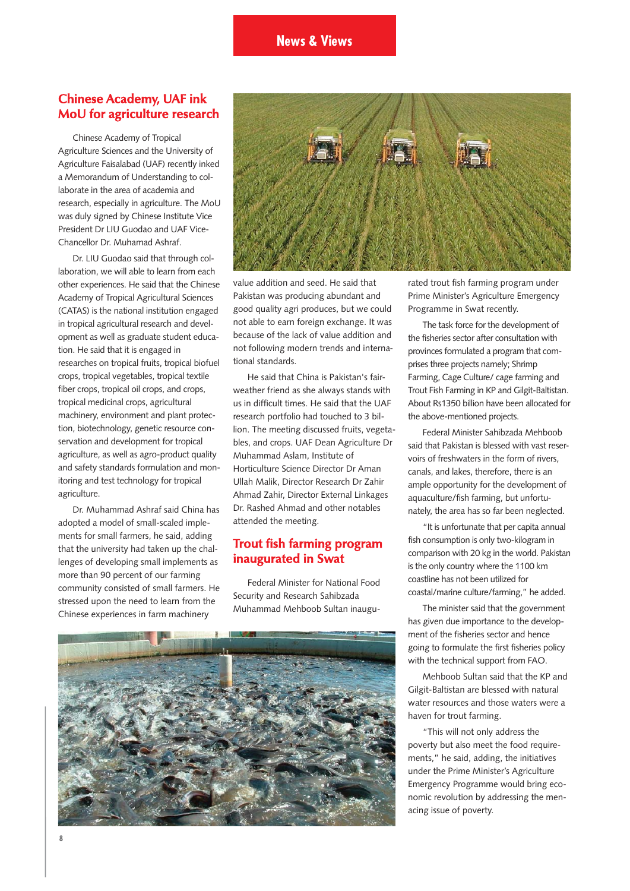## Chinese Academy, UAF ink MoU for agriculture research

Chinese Academy of Tropical Agriculture Sciences and the University of Agriculture Faisalabad (UAF) recently inked a Memorandum of Understanding to collaborate in the area of academia and research, especially in agriculture. The MoU was duly signed by Chinese Institute Vice President Dr LIU Guodao and UAF Vice-Chancellor Dr. Muhamad Ashraf.

Dr. LIU Guodao said that through collaboration, we will able to learn from each other experiences. He said that the Chinese Academy of Tropical Agricultural Sciences (CATAS) is the national institution engaged in tropical agricultural research and development as well as graduate student education. He said that it is engaged in researches on tropical fruits, tropical biofuel crops, tropical vegetables, tropical textile fiber crops, tropical oil crops, and crops, tropical medicinal crops, agricultural machinery, environment and plant protection, biotechnology, genetic resource conservation and development for tropical agriculture, as well as agro-product quality and safety standards formulation and monitoring and test technology for tropical agriculture.

Dr. Muhammad Ashraf said China has adopted a model of small-scaled implements for small farmers, he said, adding that the university had taken up the challenges of developing small implements as more than 90 percent of our farming community consisted of small farmers. He stressed upon the need to learn from the Chinese experiences in farm machinery value addition and seed. He said that Pakistan was producing abundant and good quality agri produces, but we could not able to earn foreign exchange. It was because of the lack of value addition and not following modern trends and international standards.

He said that China is Pakistan's fair-weather friend as she always stands with us in difficult times. He said that the UAF research portfolio had touched to 3 billion. The meeting discussed fruits, vegetables, and crops. UAF Dean Agriculture Dr Muhammad Aslam, Institute of Horticulture Science Director Dr Aman Ullah Malik, Director Research Dr Zahir Ahmad Zahir, Director External Linkages Dr. Rashed Ahmad and other notables attended the meeting.

## Trout fish farming program inaugurated in Swat

Federal Minister for National Food Security and Research Sahibzada Muhammad Mehboob Sultan inaugurated trout fish farming program under Prime Minister's Agriculture Emergency Programme in Swat recently.

The task force for the development of the fisheries sector after consultation with provinces formulated a program that comprises three projects namely; Shrimp Farming, Cage Culture/ cage farming and Trout Fish Farming in KP and Gilgit-Baltistan. About Rs1350 billion have been allocated for the above-mentioned projects.

Federal Minister Sahibzada Mehboob said that Pakistan is blessed with vast reservoirs of freshwaters in the form of rivers, canals, and lakes, therefore, there is an ample opportunity for the development of aquaculture/fish farming, but unfortunately, the area has so far been neglected.

"It is unfortunate that per capita annual fish consumption is only two-kilogram in comparison with 20 kg in the world. Pakistan is the only country where the 1100 km coastline has not been utilized for coastal/marine culture/farming," he added.

The minister said that the government has given due importance to the development of the fisheries sector and hence going to formulate the first fisheries policy with the technical support from FAO.

Mehboob Sultan said that the KP and Gilgit-Baltistan are blessed with natural water resources and those waters were a haven for trout farming.

"This will not only address the poverty but also meet the food requirements," he said, adding, the initiatives under the Prime Minister's Agriculture Emergency Programme would bring economic revolution by addressing the menacing issue of poverty.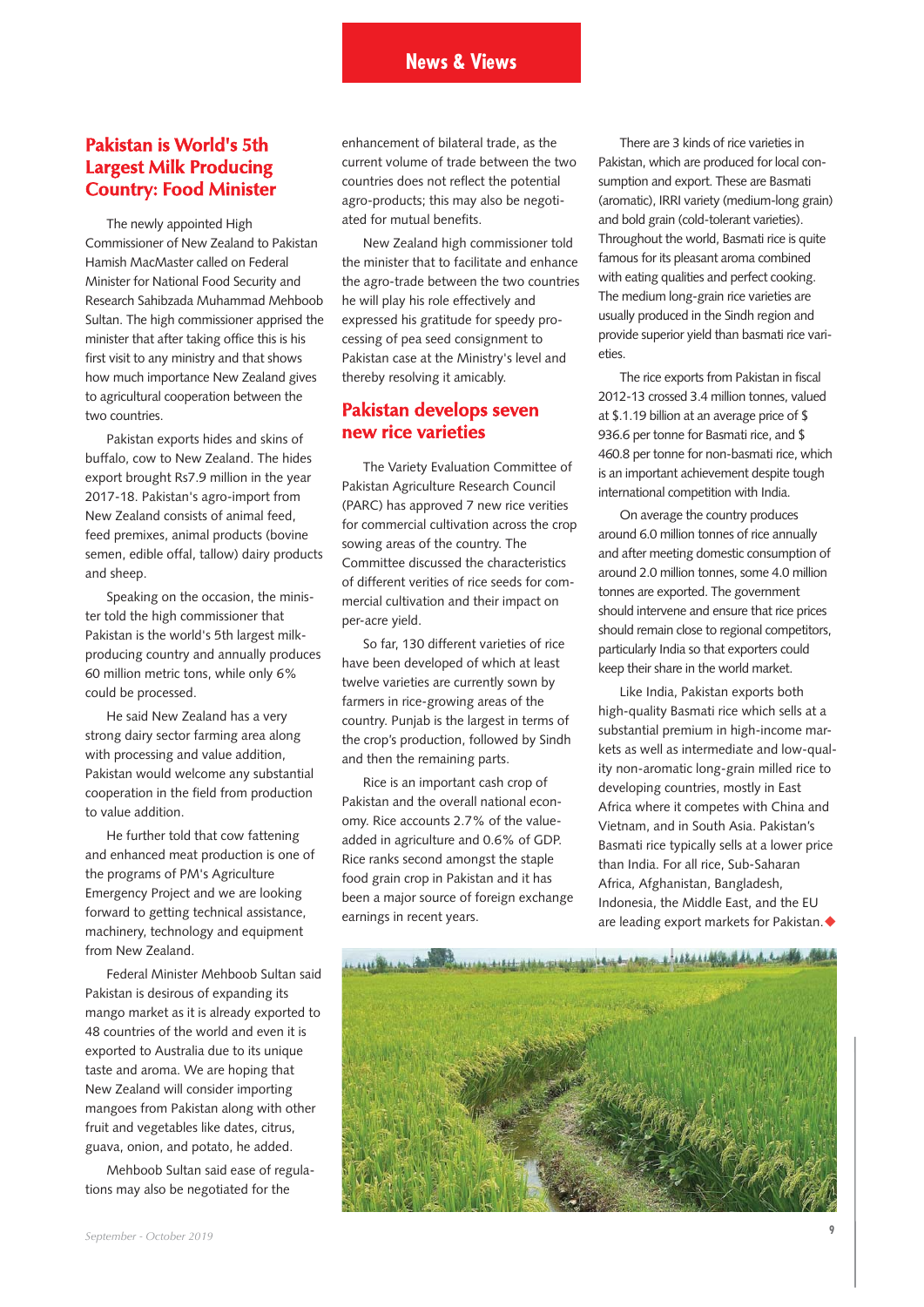## Pakistan is World's 5th Largest Milk Producing Country: Food Minister

The newly appointed High Commissioner of New Zealand to Pakistan Hamish MacMaster called on Federal Minister for National Food Security and Research Sahibzada Muhammad Mehboob Sultan. The high commissioner apprised the minister that after taking office this is his first visit to any ministry and that shows how much importance New Zealand gives to agricultural cooperation between the two countries.

Pakistan exports hides and skins of buffalo, cow to New Zealand. The hides export brought Rs7.9 million in the year 2017-18. Pakistan's agro-import from New Zealand consists of animal feed, feed premixes, animal products (bovine semen, edible offal, tallow) dairy products and sheep.

Speaking on the occasion, the minister told the high commissioner that Pakistan is the world's 5th largest milk-producing country and annually produces 60 million metric tons, while only 6% could be processed.

He said New Zealand has a very strong dairy sector farming area along with processing and value addition, Pakistan would welcome any substantial cooperation in the field from production to value addition.

He further told that cow fattening and enhanced meat production is one of the programs of PM's Agriculture Emergency Project and we are looking forward to getting technical assistance, machinery, technology and equipment from New Zealand.

Federal Minister Mehboob Sultan said Pakistan is desirous of expanding its mango market as it is already exported to 48 countries of the world and even it is exported to Australia due to its unique taste and aroma. We are hoping that New Zealand will consider importing mangoes from Pakistan along with other fruit and vegetables like dates, citrus, guava, onion, and potato, he added.

Mehboob Sultan said ease of regulations may also be negotiated for the enhancement of bilateral trade, as the current volume of trade between the two countries does not reflect the potential agro-products; this may also be negotiated for mutual benefits.

New Zealand high commissioner told the minister that to facilitate and enhance the agro-trade between the two countries he will play his role effectively and expressed his gratitude for speedy processing of pea seed consignment to Pakistan case at the Ministry's level and thereby resolving it amicably.

## Pakistan develops seven new rice varieties

The Variety Evaluation Committee of Pakistan Agriculture Research Council (PARC) has approved 7 new rice verities for commercial cultivation across the crop sowing areas of the country. The Committee discussed the characteristics of different verities of rice seeds for commercial cultivation and their impact on per-acre yield.

So far, 130 different varieties of rice have been developed of which at least twelve varieties are currently sown by farmers in rice-growing areas of the country. Punjab is the largest in terms of the crop's production, followed by Sindh and then the remaining parts.

Rice is an important cash crop of Pakistan and the overall national economy. Rice accounts 2.7% of the value-added in agriculture and 0.6% of GDP. Rice ranks second amongst the staple food grain crop in Pakistan and it has been a major source of foreign exchange earnings in recent years.

There are 3 kinds of rice varieties in Pakistan, which are produced for local consumption and export. These are Basmati (aromatic), IRRI variety (medium-long grain) and bold grain (cold-tolerant varieties). Throughout the world, Basmati rice is quite famous for its pleasant aroma combined with eating qualities and perfect cooking. The medium long-grain rice varieties are usually produced in the Sindh region and provide superior yield than basmati rice varieties.

The rice exports from Pakistan in fiscal 2012-13 crossed 3.4 million tonnes, valued at $.1.19 billion at an average price of $ 936.6 per tonne for Basmati rice, and $ 460.8 per tonne for non-basmati rice, which is an important achievement despite tough international competition with India.

On average the country produces around 6.0 million tonnes of rice annually and after meeting domestic consumption of around 2.0 million tonnes, some 4.0 million tonnes are exported. The government should intervene and ensure that rice prices should remain close to regional competitors, particularly India so that exporters could keep their share in the world market.

Like India, Pakistan exports both high-quality Basmati rice which sells at a substantial premium in high-income markets as well as intermediate and low-quality non-aromatic long-grain milled rice to developing countries, mostly in East Africa where it competes with China and Vietnam, and in South Asia. Pakistan's Basmati rice typically sells at a lower price than India. For all rice, Sub-Saharan Africa, Afghanistan, Bangladesh, Indonesia, the Middle East, and the EU are leading export markets for Pakistan. ◆